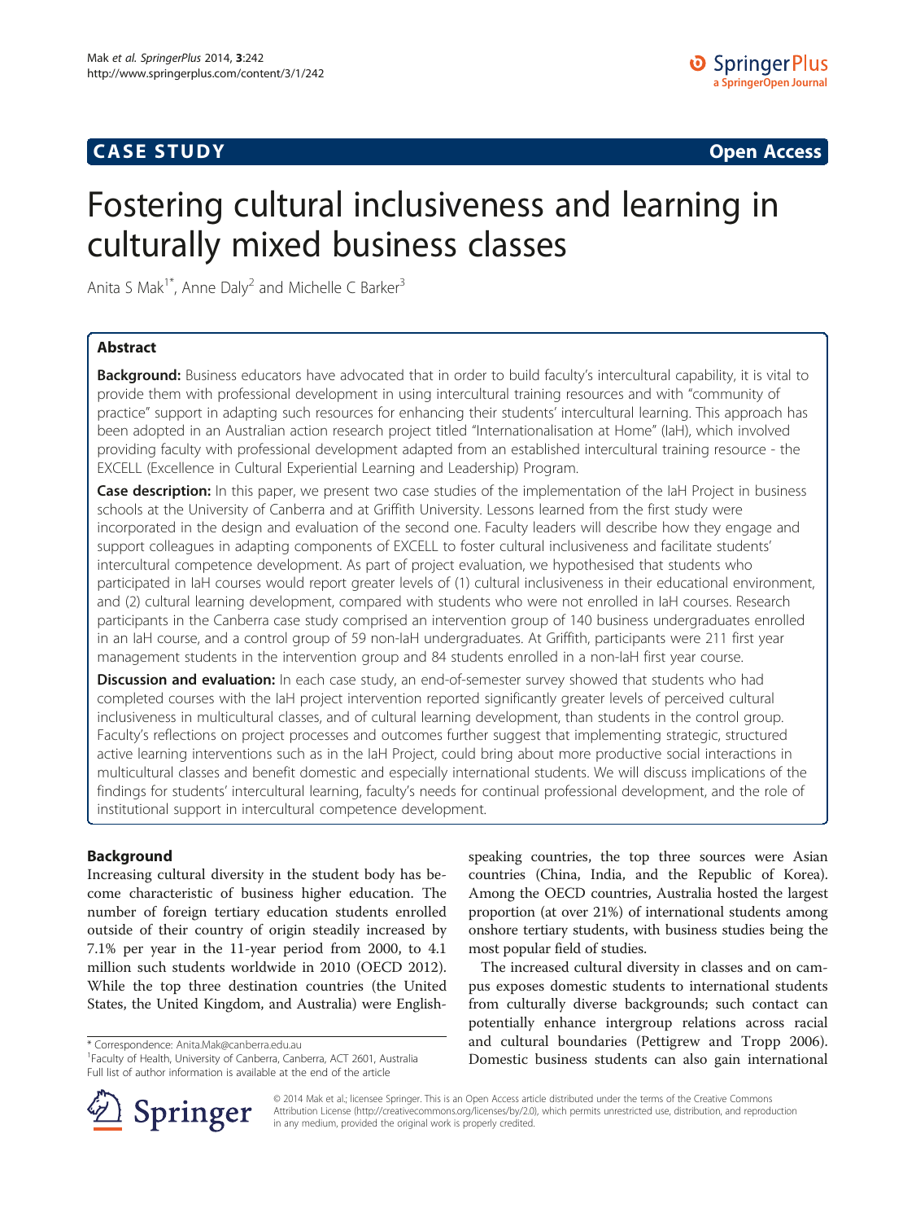CASE STUDY **Open Access**

# Fostering cultural inclusiveness and learning in culturally mixed business classes

Anita S Mak[1*], Anne Daly[2] and Michelle C Barker[3]

## Abstract

**Background:** Business educators have advocated that in order to build faculty's intercultural capability, it is vital to provide them with professional development in using intercultural training resources and with "community of practice" support in adapting such resources for enhancing their students' intercultural learning. This approach has been adopted in an Australian action research project titled "Internationalisation at Home" (IaH), which involved providing faculty with professional development adapted from an established intercultural training resource - the EXCELL (Excellence in Cultural Experiential Learning and Leadership) Program.

**Case description:** In this paper, we present two case studies of the implementation of the IaH Project in business schools at the University of Canberra and at Griffith University. Lessons learned from the first study were incorporated in the design and evaluation of the second one. Faculty leaders will describe how they engage and support colleagues in adapting components of EXCELL to foster cultural inclusiveness and facilitate students' intercultural competence development. As part of project evaluation, we hypothesised that students who participated in IaH courses would report greater levels of (1) cultural inclusiveness in their educational environment, and (2) cultural learning development, compared with students who were not enrolled in IaH courses. Research participants in the Canberra case study comprised an intervention group of 140 business undergraduates enrolled in an IaH course, and a control group of 59 non-IaH undergraduates. At Griffith, participants were 211 first year management students in the intervention group and 84 students enrolled in a non-IaH first year course.

**Discussion and evaluation:** In each case study, an end-of-semester survey showed that students who had completed courses with the IaH project intervention reported significantly greater levels of perceived cultural inclusiveness in multicultural classes, and of cultural learning development, than students in the control group. Faculty's reflections on project processes and outcomes further suggest that implementing strategic, structured active learning interventions such as in the IaH Project, could bring about more productive social interactions in multicultural classes and benefit domestic and especially international students. We will discuss implications of the findings for students' intercultural learning, faculty's needs for continual professional development, and the role of institutional support in intercultural competence development.

## Background

Increasing cultural diversity in the student body has become characteristic of business higher education. The number of foreign tertiary education students enrolled outside of their country of origin steadily increased by 7.1% per year in the 11-year period from 2000, to 4.1 million such students worldwide in 2010 (OECD 2012). While the top three destination countries (the United States, the United Kingdom, and Australia) were English-speaking countries, the top three sources were Asian countries (China, India, and the Republic of Korea). Among the OECD countries, Australia hosted the largest proportion (at over 21%) of international students among onshore tertiary students, with business studies being the most popular field of studies.

The increased cultural diversity in classes and on campus exposes domestic students to international students from culturally diverse backgrounds; such contact can potentially enhance intergroup relations across racial and cultural boundaries (Pettigrew and Tropp 2006). Domestic business students can also gain international

\* Correspondence: Anita.Mak@canberra.edu.au
[1]Faculty of Health, University of Canberra, Canberra, ACT 2601, Australia
Full list of author information is available at the end of the article

© 2014 Mak et al.; licensee Springer. This is an Open Access article distributed under the terms of the Creative Commons Attribution License (http://creativecommons.org/licenses/by/2.0), which permits unrestricted use, distribution, and reproduction in any medium, provided the original work is properly credited.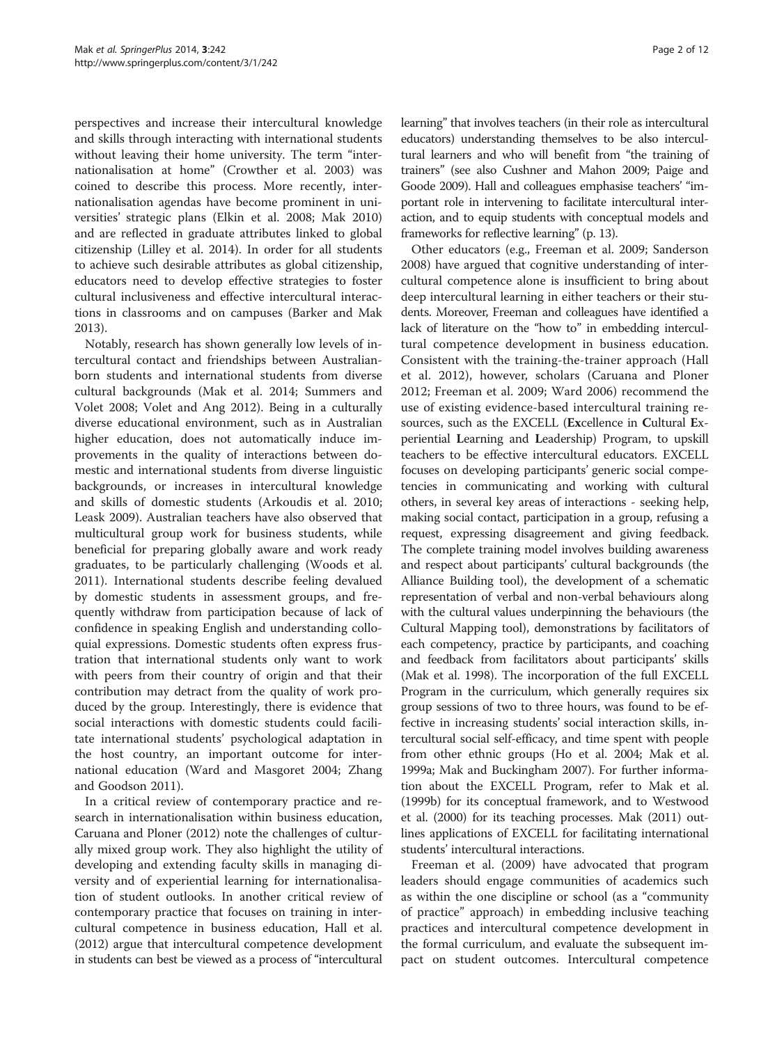perspectives and increase their intercultural knowledge and skills through interacting with international students without leaving their home university. The term "internationalisation at home" (Crowther et al. 2003) was coined to describe this process. More recently, internationalisation agendas have become prominent in universities' strategic plans (Elkin et al. 2008; Mak 2010) and are reflected in graduate attributes linked to global citizenship (Lilley et al. 2014). In order for all students to achieve such desirable attributes as global citizenship, educators need to develop effective strategies to foster cultural inclusiveness and effective intercultural interactions in classrooms and on campuses (Barker and Mak 2013).

Notably, research has shown generally low levels of intercultural contact and friendships between Australian-born students and international students from diverse cultural backgrounds (Mak et al. 2014; Summers and Volet 2008; Volet and Ang 2012). Being in a culturally diverse educational environment, such as in Australian higher education, does not automatically induce improvements in the quality of interactions between domestic and international students from diverse linguistic backgrounds, or increases in intercultural knowledge and skills of domestic students (Arkoudis et al. 2010; Leask 2009). Australian teachers have also observed that multicultural group work for business students, while beneficial for preparing globally aware and work ready graduates, to be particularly challenging (Woods et al. 2011). International students describe feeling devalued by domestic students in assessment groups, and frequently withdraw from participation because of lack of confidence in speaking English and understanding colloquial expressions. Domestic students often express frustration that international students only want to work with peers from their country of origin and that their contribution may detract from the quality of work produced by the group. Interestingly, there is evidence that social interactions with domestic students could facilitate international students' psychological adaptation in the host country, an important outcome for international education (Ward and Masgoret 2004; Zhang and Goodson 2011).

In a critical review of contemporary practice and research in internationalisation within business education, Caruana and Ploner (2012) note the challenges of culturally mixed group work. They also highlight the utility of developing and extending faculty skills in managing diversity and of experiential learning for internationalisation of student outlooks. In another critical review of contemporary practice that focuses on training in intercultural competence in business education, Hall et al. (2012) argue that intercultural competence development in students can best be viewed as a process of "intercultural learning" that involves teachers (in their role as intercultural educators) understanding themselves to be also intercultural learners and who will benefit from "the training of trainers" (see also Cushner and Mahon 2009; Paige and Goode 2009). Hall and colleagues emphasise teachers' "important role in intervening to facilitate intercultural interaction, and to equip students with conceptual models and frameworks for reflective learning" (p. 13).

Other educators (e.g., Freeman et al. 2009; Sanderson 2008) have argued that cognitive understanding of intercultural competence alone is insufficient to bring about deep intercultural learning in either teachers or their students. Moreover, Freeman and colleagues have identified a lack of literature on the "how to" in embedding intercultural competence development in business education. Consistent with the training-the-trainer approach (Hall et al. 2012), however, scholars (Caruana and Ploner 2012; Freeman et al. 2009; Ward 2006) recommend the use of existing evidence-based intercultural training resources, such as the EXCELL (**Ex**cellence in **C**ultural **E**xperiential **L**earning and **L**eadership) Program, to upskill teachers to be effective intercultural educators. EXCELL focuses on developing participants' generic social competencies in communicating and working with cultural others, in several key areas of interactions - seeking help, making social contact, participation in a group, refusing a request, expressing disagreement and giving feedback. The complete training model involves building awareness and respect about participants' cultural backgrounds (the Alliance Building tool), the development of a schematic representation of verbal and non-verbal behaviours along with the cultural values underpinning the behaviours (the Cultural Mapping tool), demonstrations by facilitators of each competency, practice by participants, and coaching and feedback from facilitators about participants' skills (Mak et al. 1998). The incorporation of the full EXCELL Program in the curriculum, which generally requires six group sessions of two to three hours, was found to be effective in increasing students' social interaction skills, intercultural social self-efficacy, and time spent with people from other ethnic groups (Ho et al. 2004; Mak et al. 1999a; Mak and Buckingham 2007). For further information about the EXCELL Program, refer to Mak et al. (1999b) for its conceptual framework, and to Westwood et al. (2000) for its teaching processes. Mak (2011) outlines applications of EXCELL for facilitating international students' intercultural interactions.

Freeman et al. (2009) have advocated that program leaders should engage communities of academics such as within the one discipline or school (as a "community of practice" approach) in embedding inclusive teaching practices and intercultural competence development in the formal curriculum, and evaluate the subsequent impact on student outcomes. Intercultural competence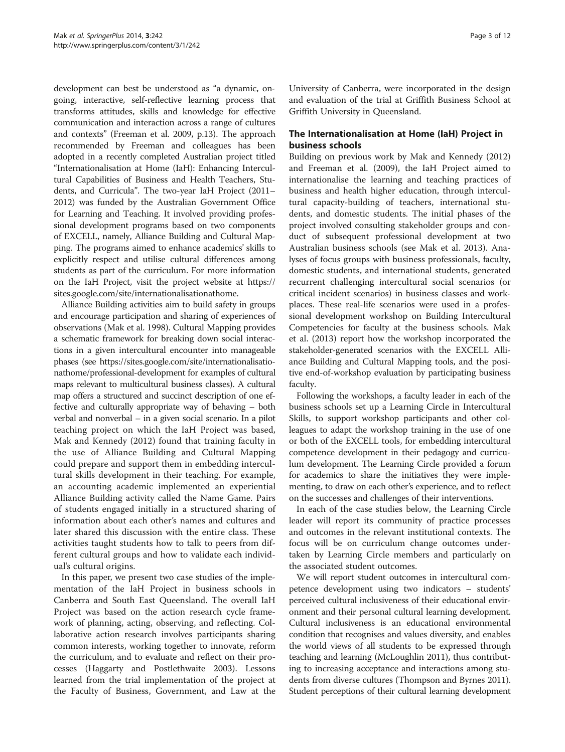development can best be understood as "a dynamic, ongoing, interactive, self-reflective learning process that transforms attitudes, skills and knowledge for effective communication and interaction across a range of cultures and contexts" (Freeman et al. 2009, p.13). The approach recommended by Freeman and colleagues has been adopted in a recently completed Australian project titled "Internationalisation at Home (IaH): Enhancing Intercultural Capabilities of Business and Health Teachers, Students, and Curricula". The two-year IaH Project (2011–2012) was funded by the Australian Government Office for Learning and Teaching. It involved providing professional development programs based on two components of EXCELL, namely, Alliance Building and Cultural Mapping. The programs aimed to enhance academics' skills to explicitly respect and utilise cultural differences among students as part of the curriculum. For more information on the IaH Project, visit the project website at https://sites.google.com/site/internationalisationathome.

Alliance Building activities aim to build safety in groups and encourage participation and sharing of experiences of observations (Mak et al. 1998). Cultural Mapping provides a schematic framework for breaking down social interactions in a given intercultural encounter into manageable phases (see https://sites.google.com/site/internationalisationathome/professional-development for examples of cultural maps relevant to multicultural business classes). A cultural map offers a structured and succinct description of one effective and culturally appropriate way of behaving – both verbal and nonverbal – in a given social scenario. In a pilot teaching project on which the IaH Project was based, Mak and Kennedy (2012) found that training faculty in the use of Alliance Building and Cultural Mapping could prepare and support them in embedding intercultural skills development in their teaching. For example, an accounting academic implemented an experiential Alliance Building activity called the Name Game. Pairs of students engaged initially in a structured sharing of information about each other's names and cultures and later shared this discussion with the entire class. These activities taught students how to talk to peers from different cultural groups and how to validate each individual's cultural origins.

In this paper, we present two case studies of the implementation of the IaH Project in business schools in Canberra and South East Queensland. The overall IaH Project was based on the action research cycle framework of planning, acting, observing, and reflecting. Collaborative action research involves participants sharing common interests, working together to innovate, reform the curriculum, and to evaluate and reflect on their processes (Haggarty and Postlethwaite 2003). Lessons learned from the trial implementation of the project at the Faculty of Business, Government, and Law at the University of Canberra, were incorporated in the design and evaluation of the trial at Griffith Business School at Griffith University in Queensland.

## The Internationalisation at Home (IaH) Project in business schools

Building on previous work by Mak and Kennedy (2012) and Freeman et al. (2009), the IaH Project aimed to internationalise the learning and teaching practices of business and health higher education, through intercultural capacity-building of teachers, international students, and domestic students. The initial phases of the project involved consulting stakeholder groups and conduct of subsequent professional development at two Australian business schools (see Mak et al. 2013). Analyses of focus groups with business professionals, faculty, domestic students, and international students, generated recurrent challenging intercultural social scenarios (or critical incident scenarios) in business classes and workplaces. These real-life scenarios were used in a professional development workshop on Building Intercultural Competencies for faculty at the business schools. Mak et al. (2013) report how the workshop incorporated the stakeholder-generated scenarios with the EXCELL Alliance Building and Cultural Mapping tools, and the positive end-of-workshop evaluation by participating business faculty.

Following the workshops, a faculty leader in each of the business schools set up a Learning Circle in Intercultural Skills, to support workshop participants and other colleagues to adapt the workshop training in the use of one or both of the EXCELL tools, for embedding intercultural competence development in their pedagogy and curriculum development. The Learning Circle provided a forum for academics to share the initiatives they were implementing, to draw on each other's experience, and to reflect on the successes and challenges of their interventions.

In each of the case studies below, the Learning Circle leader will report its community of practice processes and outcomes in the relevant institutional contexts. The focus will be on curriculum change outcomes undertaken by Learning Circle members and particularly on the associated student outcomes.

We will report student outcomes in intercultural competence development using two indicators – students' perceived cultural inclusiveness of their educational environment and their personal cultural learning development. Cultural inclusiveness is an educational environmental condition that recognises and values diversity, and enables the world views of all students to be expressed through teaching and learning (McLoughlin 2011), thus contributing to increasing acceptance and interactions among students from diverse cultures (Thompson and Byrnes 2011). Student perceptions of their cultural learning development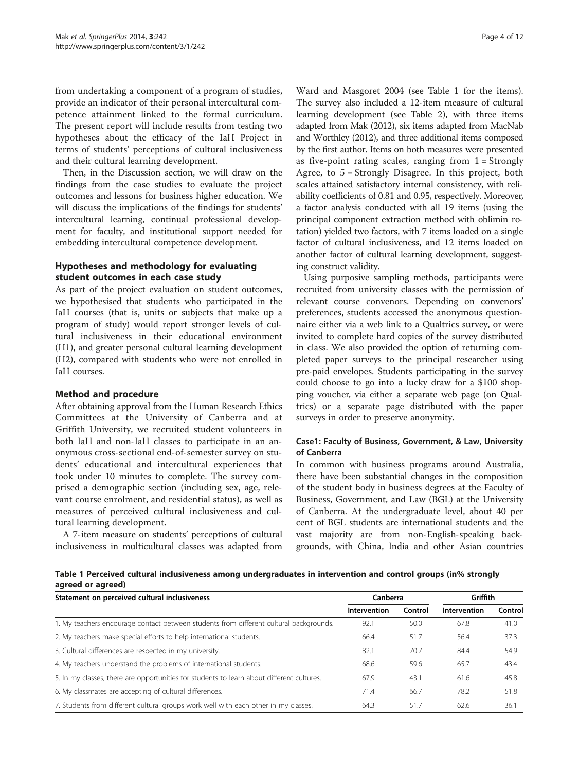from undertaking a component of a program of studies, provide an indicator of their personal intercultural competence attainment linked to the formal curriculum. The present report will include results from testing two hypotheses about the efficacy of the IaH Project in terms of students' perceptions of cultural inclusiveness and their cultural learning development.

Then, in the Discussion section, we will draw on the findings from the case studies to evaluate the project outcomes and lessons for business higher education. We will discuss the implications of the findings for students' intercultural learning, continual professional development for faculty, and institutional support needed for embedding intercultural competence development.

## Hypotheses and methodology for evaluating student outcomes in each case study

As part of the project evaluation on student outcomes, we hypothesised that students who participated in the IaH courses (that is, units or subjects that make up a program of study) would report stronger levels of cultural inclusiveness in their educational environment (H1), and greater personal cultural learning development (H2), compared with students who were not enrolled in IaH courses.

## Method and procedure

After obtaining approval from the Human Research Ethics Committees at the University of Canberra and at Griffith University, we recruited student volunteers in both IaH and non-IaH classes to participate in an anonymous cross-sectional end-of-semester survey on students' educational and intercultural experiences that took under 10 minutes to complete. The survey comprised a demographic section (including sex, age, relevant course enrolment, and residential status), as well as measures of perceived cultural inclusiveness and cultural learning development.

A 7-item measure on students' perceptions of cultural inclusiveness in multicultural classes was adapted from Ward and Masgoret 2004 (see Table 1 for the items). The survey also included a 12-item measure of cultural learning development (see Table 2), with three items adapted from Mak (2012), six items adapted from MacNab and Worthley (2012), and three additional items composed by the first author. Items on both measures were presented as five-point rating scales, ranging from 1 = Strongly Agree, to 5 = Strongly Disagree. In this project, both scales attained satisfactory internal consistency, with reliability coefficients of 0.81 and 0.95, respectively. Moreover, a factor analysis conducted with all 19 items (using the principal component extraction method with oblimin rotation) yielded two factors, with 7 items loaded on a single factor of cultural inclusiveness, and 12 items loaded on another factor of cultural learning development, suggesting construct validity.

Using purposive sampling methods, participants were recruited from university classes with the permission of relevant course convenors. Depending on convenors' preferences, students accessed the anonymous questionnaire either via a web link to a Qualtrics survey, or were invited to complete hard copies of the survey distributed in class. We also provided the option of returning completed paper surveys to the principal researcher using pre-paid envelopes. Students participating in the survey could choose to go into a lucky draw for a $100 shopping voucher, via either a separate web page (on Qualtrics) or a separate page distributed with the paper surveys in order to preserve anonymity.

### Case1: Faculty of Business, Government, & Law, University of Canberra

In common with business programs around Australia, there have been substantial changes in the composition of the student body in business degrees at the Faculty of Business, Government, and Law (BGL) at the University of Canberra. At the undergraduate level, about 40 per cent of BGL students are international students and the vast majority are from non-English-speaking backgrounds, with China, India and other Asian countries

**Table 1 Perceived cultural inclusiveness among undergraduates in intervention and control groups (in% strongly agreed or agreed)**

| Statement on perceived cultural inclusiveness | Canberra | | Griffith | |
|---|---|---|---|---|
| | Intervention | Control | Intervention | Control |
| 1. My teachers encourage contact between students from different cultural backgrounds. | 92.1 | 50.0 | 67.8 | 41.0 |
| 2. My teachers make special efforts to help international students. | 66.4 | 51.7 | 56.4 | 37.3 |
| 3. Cultural differences are respected in my university. | 82.1 | 70.7 | 84.4 | 54.9 |
| 4. My teachers understand the problems of international students. | 68.6 | 59.6 | 65.7 | 43.4 |
| 5. In my classes, there are opportunities for students to learn about different cultures. | 67.9 | 43.1 | 61.6 | 45.8 |
| 6. My classmates are accepting of cultural differences. | 71.4 | 66.7 | 78.2 | 51.8 |
| 7. Students from different cultural groups work well with each other in my classes. | 64.3 | 51.7 | 62.6 | 36.1 |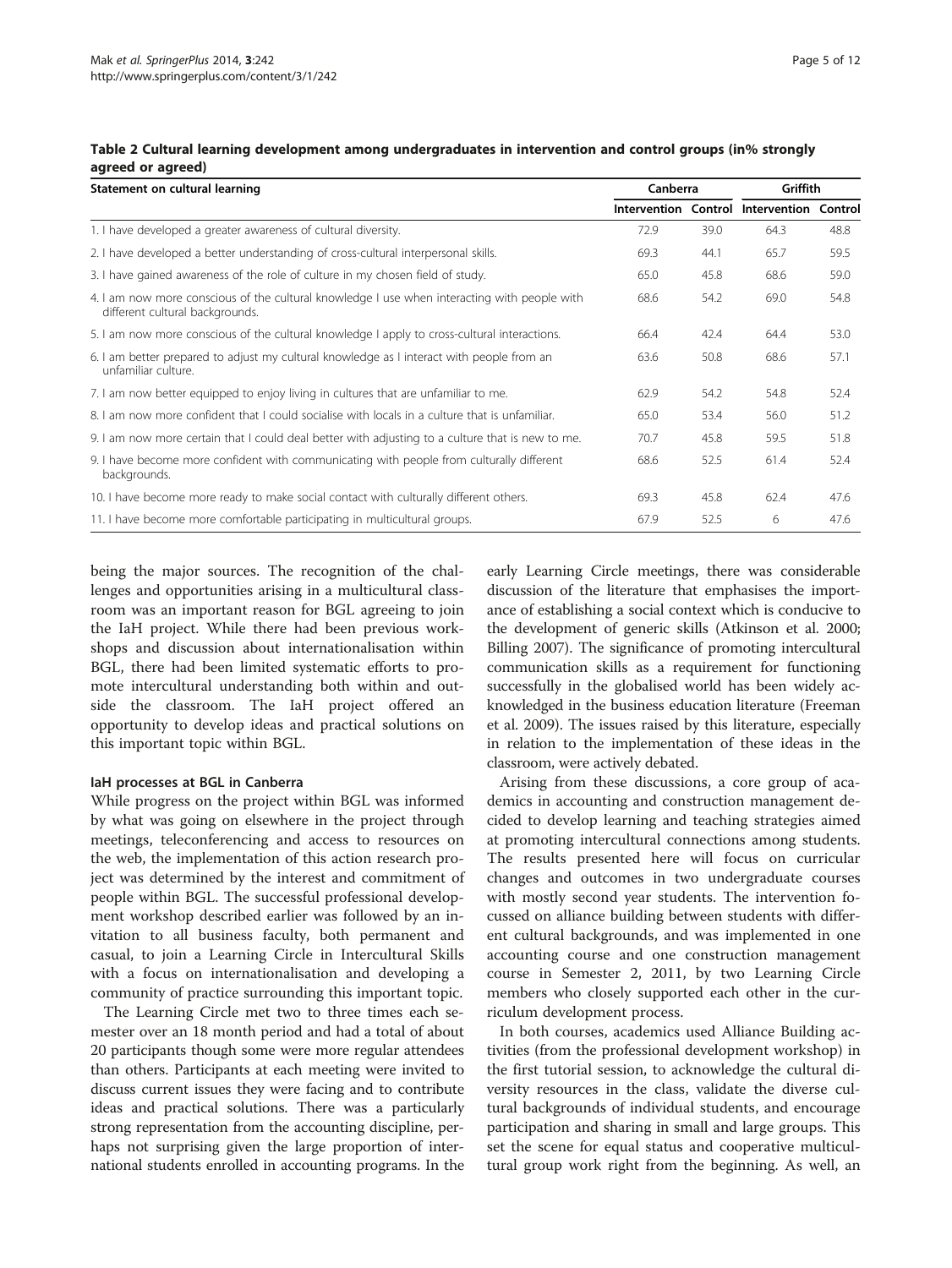**Table 2 Cultural learning development among undergraduates in intervention and control groups (in% strongly agreed or agreed)**

| Statement on cultural learning | Canberra | | Griffith | |
|---|---|---|---|---|
| | Intervention | Control | Intervention | Control |
| 1. I have developed a greater awareness of cultural diversity. | 72.9 | 39.0 | 64.3 | 48.8 |
| 2. I have developed a better understanding of cross-cultural interpersonal skills. | 69.3 | 44.1 | 65.7 | 59.5 |
| 3. I have gained awareness of the role of culture in my chosen field of study. | 65.0 | 45.8 | 68.6 | 59.0 |
| 4. I am now more conscious of the cultural knowledge I use when interacting with people with different cultural backgrounds. | 68.6 | 54.2 | 69.0 | 54.8 |
| 5. I am now more conscious of the cultural knowledge I apply to cross-cultural interactions. | 66.4 | 42.4 | 64.4 | 53.0 |
| 6. I am better prepared to adjust my cultural knowledge as I interact with people from an unfamiliar culture. | 63.6 | 50.8 | 68.6 | 57.1 |
| 7. I am now better equipped to enjoy living in cultures that are unfamiliar to me. | 62.9 | 54.2 | 54.8 | 52.4 |
| 8. I am now more confident that I could socialise with locals in a culture that is unfamiliar. | 65.0 | 53.4 | 56.0 | 51.2 |
| 9. I am now more certain that I could deal better with adjusting to a culture that is new to me. | 70.7 | 45.8 | 59.5 | 51.8 |
| 9. I have become more confident with communicating with people from culturally different backgrounds. | 68.6 | 52.5 | 61.4 | 52.4 |
| 10. I have become more ready to make social contact with culturally different others. | 69.3 | 45.8 | 62.4 | 47.6 |
| 11. I have become more comfortable participating in multicultural groups. | 67.9 | 52.5 | 6 | 47.6 |

being the major sources. The recognition of the challenges and opportunities arising in a multicultural classroom was an important reason for BGL agreeing to join the IaH project. While there had been previous workshops and discussion about internationalisation within BGL, there had been limited systematic efforts to promote intercultural understanding both within and outside the classroom. The IaH project offered an opportunity to develop ideas and practical solutions on this important topic within BGL.

#### IaH processes at BGL in Canberra

While progress on the project within BGL was informed by what was going on elsewhere in the project through meetings, teleconferencing and access to resources on the web, the implementation of this action research project was determined by the interest and commitment of people within BGL. The successful professional development workshop described earlier was followed by an invitation to all business faculty, both permanent and casual, to join a Learning Circle in Intercultural Skills with a focus on internationalisation and developing a community of practice surrounding this important topic.

The Learning Circle met two to three times each semester over an 18 month period and had a total of about 20 participants though some were more regular attendees than others. Participants at each meeting were invited to discuss current issues they were facing and to contribute ideas and practical solutions. There was a particularly strong representation from the accounting discipline, perhaps not surprising given the large proportion of international students enrolled in accounting programs. In the early Learning Circle meetings, there was considerable discussion of the literature that emphasises the importance of establishing a social context which is conducive to the development of generic skills (Atkinson et al. 2000; Billing 2007). The significance of promoting intercultural communication skills as a requirement for functioning successfully in the globalised world has been widely acknowledged in the business education literature (Freeman et al. 2009). The issues raised by this literature, especially in relation to the implementation of these ideas in the classroom, were actively debated.

Arising from these discussions, a core group of academics in accounting and construction management decided to develop learning and teaching strategies aimed at promoting intercultural connections among students. The results presented here will focus on curricular changes and outcomes in two undergraduate courses with mostly second year students. The intervention focussed on alliance building between students with different cultural backgrounds, and was implemented in one accounting course and one construction management course in Semester 2, 2011, by two Learning Circle members who closely supported each other in the curriculum development process.

In both courses, academics used Alliance Building activities (from the professional development workshop) in the first tutorial session, to acknowledge the cultural diversity resources in the class, validate the diverse cultural backgrounds of individual students, and encourage participation and sharing in small and large groups. This set the scene for equal status and cooperative multicultural group work right from the beginning. As well, an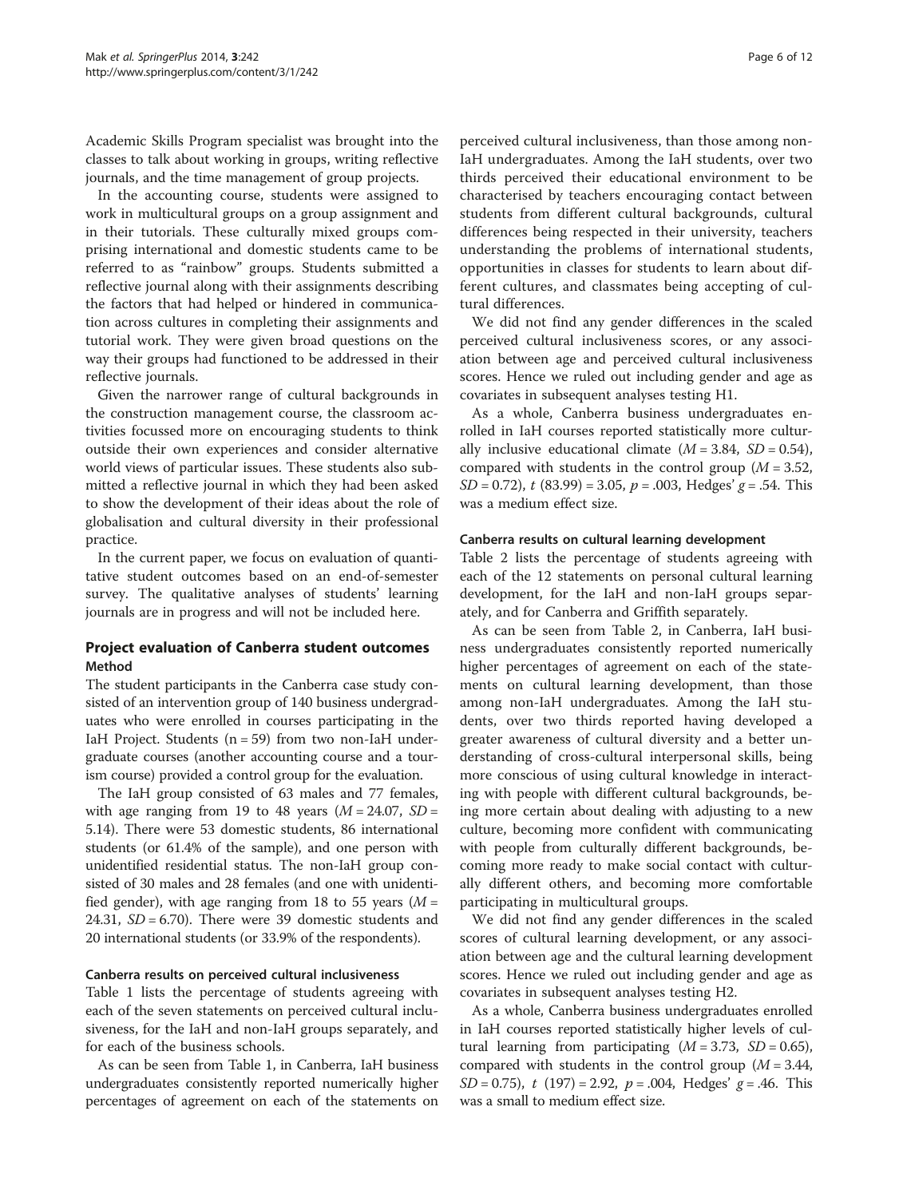Academic Skills Program specialist was brought into the classes to talk about working in groups, writing reflective journals, and the time management of group projects.

In the accounting course, students were assigned to work in multicultural groups on a group assignment and in their tutorials. These culturally mixed groups comprising international and domestic students came to be referred to as "rainbow" groups. Students submitted a reflective journal along with their assignments describing the factors that had helped or hindered in communication across cultures in completing their assignments and tutorial work. They were given broad questions on the way their groups had functioned to be addressed in their reflective journals.

Given the narrower range of cultural backgrounds in the construction management course, the classroom activities focussed more on encouraging students to think outside their own experiences and consider alternative world views of particular issues. These students also submitted a reflective journal in which they had been asked to show the development of their ideas about the role of globalisation and cultural diversity in their professional practice.

In the current paper, we focus on evaluation of quantitative student outcomes based on an end-of-semester survey. The qualitative analyses of students' learning journals are in progress and will not be included here.

## Project evaluation of Canberra student outcomes

### Method

The student participants in the Canberra case study consisted of an intervention group of 140 business undergraduates who were enrolled in courses participating in the IaH Project. Students (n = 59) from two non-IaH undergraduate courses (another accounting course and a tourism course) provided a control group for the evaluation.

The IaH group consisted of 63 males and 77 females, with age ranging from 19 to 48 years ($M$ = 24.07, $SD$ = 5.14). There were 53 domestic students, 86 international students (or 61.4% of the sample), and one person with unidentified residential status. The non-IaH group consisted of 30 males and 28 females (and one with unidentified gender), with age ranging from 18 to 55 years ($M$ = 24.31, $SD$ = 6.70). There were 39 domestic students and 20 international students (or 33.9% of the respondents).

#### Canberra results on perceived cultural inclusiveness

Table 1 lists the percentage of students agreeing with each of the seven statements on perceived cultural inclusiveness, for the IaH and non-IaH groups separately, and for each of the business schools.

As can be seen from Table 1, in Canberra, IaH business undergraduates consistently reported numerically higher percentages of agreement on each of the statements on perceived cultural inclusiveness, than those among non-IaH undergraduates. Among the IaH students, over two thirds perceived their educational environment to be characterised by teachers encouraging contact between students from different cultural backgrounds, cultural differences being respected in their university, teachers understanding the problems of international students, opportunities in classes for students to learn about different cultures, and classmates being accepting of cultural differences.

We did not find any gender differences in the scaled perceived cultural inclusiveness scores, or any association between age and perceived cultural inclusiveness scores. Hence we ruled out including gender and age as covariates in subsequent analyses testing H1.

As a whole, Canberra business undergraduates enrolled in IaH courses reported statistically more culturally inclusive educational climate ($M$ = 3.84, $SD$ = 0.54), compared with students in the control group ($M$ = 3.52, $SD$ = 0.72), $t$ (83.99) = 3.05, $p$ = .003, Hedges' $g$ = .54. This was a medium effect size.

#### Canberra results on cultural learning development

Table 2 lists the percentage of students agreeing with each of the 12 statements on personal cultural learning development, for the IaH and non-IaH groups separately, and for Canberra and Griffith separately.

As can be seen from Table 2, in Canberra, IaH business undergraduates consistently reported numerically higher percentages of agreement on each of the statements on cultural learning development, than those among non-IaH undergraduates. Among the IaH students, over two thirds reported having developed a greater awareness of cultural diversity and a better understanding of cross-cultural interpersonal skills, being more conscious of using cultural knowledge in interacting with people with different cultural backgrounds, being more certain about dealing with adjusting to a new culture, becoming more confident with communicating with people from culturally different backgrounds, becoming more ready to make social contact with culturally different others, and becoming more comfortable participating in multicultural groups.

We did not find any gender differences in the scaled scores of cultural learning development, or any association between age and the cultural learning development scores. Hence we ruled out including gender and age as covariates in subsequent analyses testing H2.

As a whole, Canberra business undergraduates enrolled in IaH courses reported statistically higher levels of cultural learning from participating ($M$ = 3.73, $SD$ = 0.65), compared with students in the control group ($M$ = 3.44, $SD$ = 0.75), $t$ (197) = 2.92, $p$ = .004, Hedges' $g$ = .46. This was a small to medium effect size.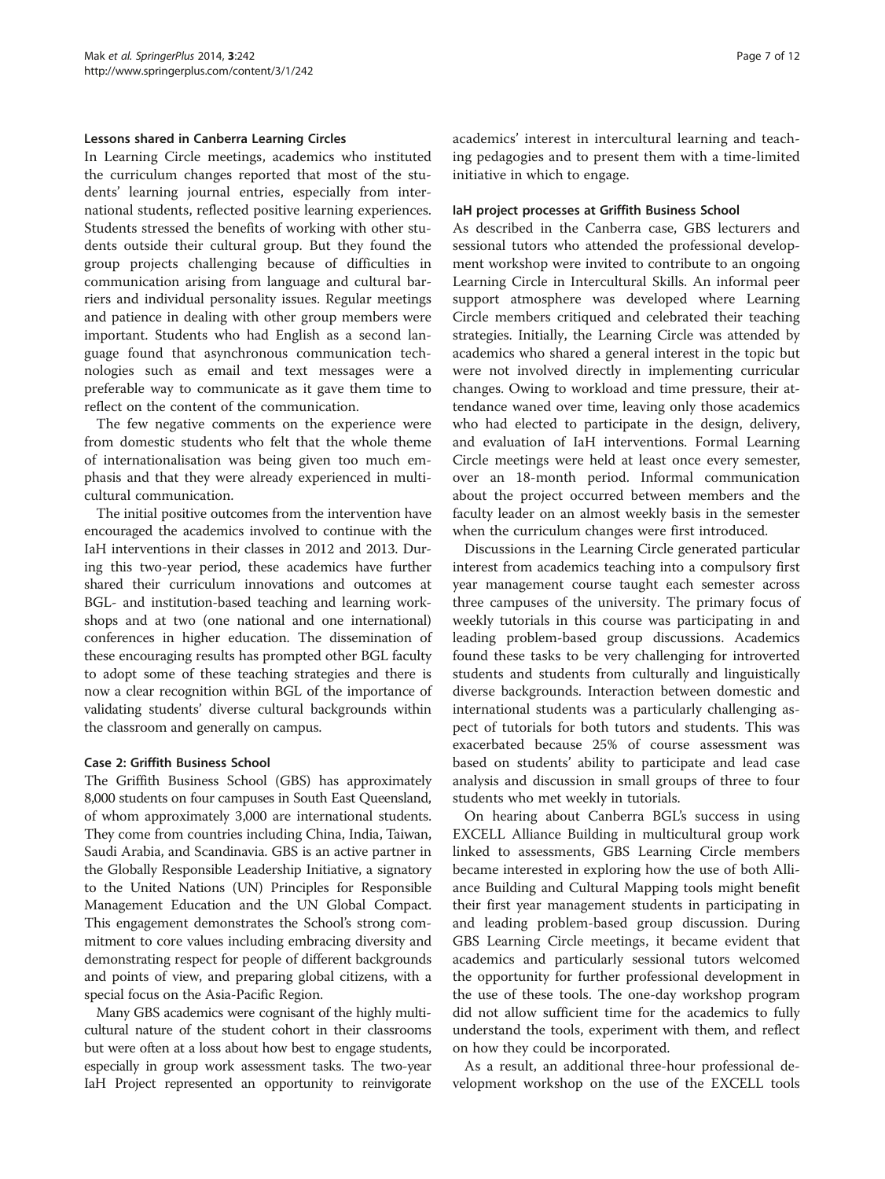### Lessons shared in Canberra Learning Circles

In Learning Circle meetings, academics who instituted the curriculum changes reported that most of the students' learning journal entries, especially from international students, reflected positive learning experiences. Students stressed the benefits of working with other students outside their cultural group. But they found the group projects challenging because of difficulties in communication arising from language and cultural barriers and individual personality issues. Regular meetings and patience in dealing with other group members were important. Students who had English as a second language found that asynchronous communication technologies such as email and text messages were a preferable way to communicate as it gave them time to reflect on the content of the communication.

The few negative comments on the experience were from domestic students who felt that the whole theme of internationalisation was being given too much emphasis and that they were already experienced in multicultural communication.

The initial positive outcomes from the intervention have encouraged the academics involved to continue with the IaH interventions in their classes in 2012 and 2013. During this two-year period, these academics have further shared their curriculum innovations and outcomes at BGL- and institution-based teaching and learning workshops and at two (one national and one international) conferences in higher education. The dissemination of these encouraging results has prompted other BGL faculty to adopt some of these teaching strategies and there is now a clear recognition within BGL of the importance of validating students' diverse cultural backgrounds within the classroom and generally on campus.

## Case 2: Griffith Business School

The Griffith Business School (GBS) has approximately 8,000 students on four campuses in South East Queensland, of whom approximately 3,000 are international students. They come from countries including China, India, Taiwan, Saudi Arabia, and Scandinavia. GBS is an active partner in the Globally Responsible Leadership Initiative, a signatory to the United Nations (UN) Principles for Responsible Management Education and the UN Global Compact. This engagement demonstrates the School's strong commitment to core values including embracing diversity and demonstrating respect for people of different backgrounds and points of view, and preparing global citizens, with a special focus on the Asia-Pacific Region.

Many GBS academics were cognisant of the highly multicultural nature of the student cohort in their classrooms but were often at a loss about how best to engage students, especially in group work assessment tasks. The two-year IaH Project represented an opportunity to reinvigorate academics' interest in intercultural learning and teaching pedagogies and to present them with a time-limited initiative in which to engage.

### IaH project processes at Griffith Business School

As described in the Canberra case, GBS lecturers and sessional tutors who attended the professional development workshop were invited to contribute to an ongoing Learning Circle in Intercultural Skills. An informal peer support atmosphere was developed where Learning Circle members critiqued and celebrated their teaching strategies. Initially, the Learning Circle was attended by academics who shared a general interest in the topic but were not involved directly in implementing curricular changes. Owing to workload and time pressure, their attendance waned over time, leaving only those academics who had elected to participate in the design, delivery, and evaluation of IaH interventions. Formal Learning Circle meetings were held at least once every semester, over an 18-month period. Informal communication about the project occurred between members and the faculty leader on an almost weekly basis in the semester when the curriculum changes were first introduced.

Discussions in the Learning Circle generated particular interest from academics teaching into a compulsory first year management course taught each semester across three campuses of the university. The primary focus of weekly tutorials in this course was participating in and leading problem-based group discussions. Academics found these tasks to be very challenging for introverted students and students from culturally and linguistically diverse backgrounds. Interaction between domestic and international students was a particularly challenging aspect of tutorials for both tutors and students. This was exacerbated because 25% of course assessment was based on students' ability to participate and lead case analysis and discussion in small groups of three to four students who met weekly in tutorials.

On hearing about Canberra BGL's success in using EXCELL Alliance Building in multicultural group work linked to assessments, GBS Learning Circle members became interested in exploring how the use of both Alliance Building and Cultural Mapping tools might benefit their first year management students in participating in and leading problem-based group discussion. During GBS Learning Circle meetings, it became evident that academics and particularly sessional tutors welcomed the opportunity for further professional development in the use of these tools. The one-day workshop program did not allow sufficient time for the academics to fully understand the tools, experiment with them, and reflect on how they could be incorporated.

As a result, an additional three-hour professional development workshop on the use of the EXCELL tools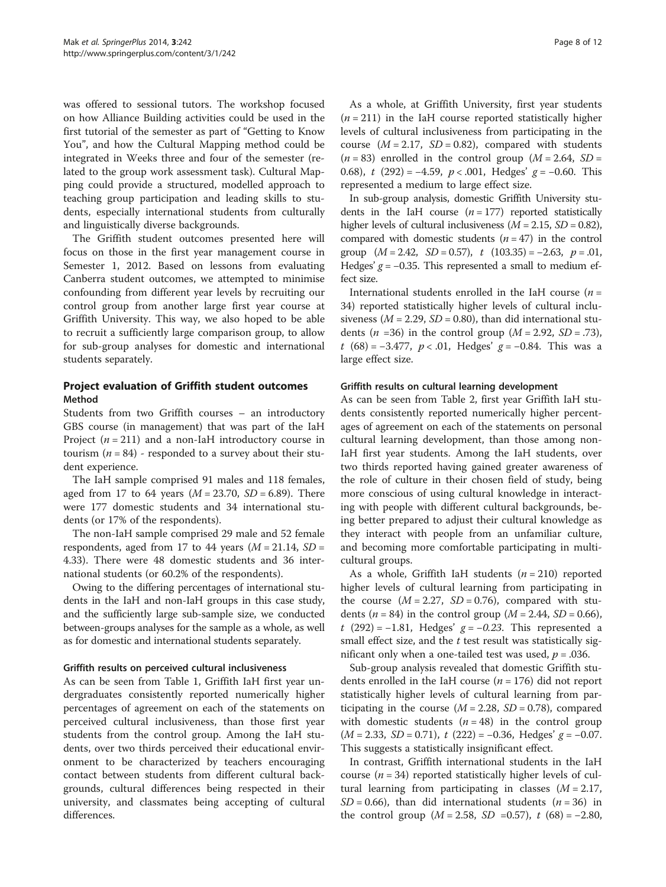was offered to sessional tutors. The workshop focused on how Alliance Building activities could be used in the first tutorial of the semester as part of "Getting to Know You", and how the Cultural Mapping method could be integrated in Weeks three and four of the semester (related to the group work assessment task). Cultural Mapping could provide a structured, modelled approach to teaching group participation and leading skills to students, especially international students from culturally and linguistically diverse backgrounds.

The Griffith student outcomes presented here will focus on those in the first year management course in Semester 1, 2012. Based on lessons from evaluating Canberra student outcomes, we attempted to minimise confounding from different year levels by recruiting our control group from another large first year course at Griffith University. This way, we also hoped to be able to recruit a sufficiently large comparison group, to allow for sub-group analyses for domestic and international students separately.

## Project evaluation of Griffith student outcomes

### Method

Students from two Griffith courses – an introductory GBS course (in management) that was part of the IaH Project ($n = 211$) and a non-IaH introductory course in tourism ($n = 84$) - responded to a survey about their student experience.

The IaH sample comprised 91 males and 118 females, aged from 17 to 64 years ($M = 23.70$, $SD = 6.89$). There were 177 domestic students and 34 international students (or 17% of the respondents).

The non-IaH sample comprised 29 male and 52 female respondents, aged from 17 to 44 years ($M = 21.14$, $SD = 4.33$). There were 48 domestic students and 36 international students (or 60.2% of the respondents).

Owing to the differing percentages of international students in the IaH and non-IaH groups in this case study, and the sufficiently large sub-sample size, we conducted between-groups analyses for the sample as a whole, as well as for domestic and international students separately.

#### Griffith results on perceived cultural inclusiveness

As can be seen from Table 1, Griffith IaH first year undergraduates consistently reported numerically higher percentages of agreement on each of the statements on perceived cultural inclusiveness, than those first year students from the control group. Among the IaH students, over two thirds perceived their educational environment to be characterized by teachers encouraging contact between students from different cultural backgrounds, cultural differences being respected in their university, and classmates being accepting of cultural differences.

As a whole, at Griffith University, first year students ($n = 211$) in the IaH course reported statistically higher levels of cultural inclusiveness from participating in the course ($M = 2.17$, $SD = 0.82$), compared with students ($n = 83$) enrolled in the control group ($M = 2.64$, $SD = 0.68$), $t$ (292) = −4.59, $p < .001$, Hedges' $g = -0.60$. This represented a medium to large effect size.

In sub-group analysis, domestic Griffith University students in the IaH course ($n = 177$) reported statistically higher levels of cultural inclusiveness ($M = 2.15$, $SD = 0.82$), compared with domestic students ($n = 47$) in the control group ($M = 2.42$, $SD = 0.57$), $t$ (103.35) = −2.63, $p = .01$, Hedges' $g = -0.35$. This represented a small to medium effect size.

International students enrolled in the IaH course ($n = 34$) reported statistically higher levels of cultural inclusiveness ($M = 2.29$, $SD = 0.80$), than did international students ($n = 36$) in the control group ($M = 2.92$, $SD = .73$), $t$ (68) = −3.477, $p < .01$, Hedges' $g = -0.84$. This was a large effect size.

#### Griffith results on cultural learning development

As can be seen from Table 2, first year Griffith IaH students consistently reported numerically higher percentages of agreement on each of the statements on personal cultural learning development, than those among non-IaH first year students. Among the IaH students, over two thirds reported having gained greater awareness of the role of culture in their chosen field of study, being more conscious of using cultural knowledge in interacting with people with different cultural backgrounds, being better prepared to adjust their cultural knowledge as they interact with people from an unfamiliar culture, and becoming more comfortable participating in multicultural groups.

As a whole, Griffith IaH students ($n = 210$) reported higher levels of cultural learning from participating in the course ($M = 2.27$, $SD = 0.76$), compared with students ($n = 84$) in the control group ($M = 2.44$, $SD = 0.66$), $t$ (292) = −1.81, Hedges' $g = -0.23$. This represented a small effect size, and the $t$ test result was statistically significant only when a one-tailed test was used, $p = .036$.

Sub-group analysis revealed that domestic Griffith students enrolled in the IaH course ($n = 176$) did not report statistically higher levels of cultural learning from participating in the course ($M = 2.28$, $SD = 0.78$), compared with domestic students ($n = 48$) in the control group ($M = 2.33$, $SD = 0.71$), $t$ (222) = −0.36, Hedges' $g = -0.07$. This suggests a statistically insignificant effect.

In contrast, Griffith international students in the IaH course ($n = 34$) reported statistically higher levels of cultural learning from participating in classes ($M = 2.17$, $SD = 0.66$), than did international students ($n = 36$) in the control group ($M = 2.58$, $SD = 0.57$), $t$ (68) = −2.80,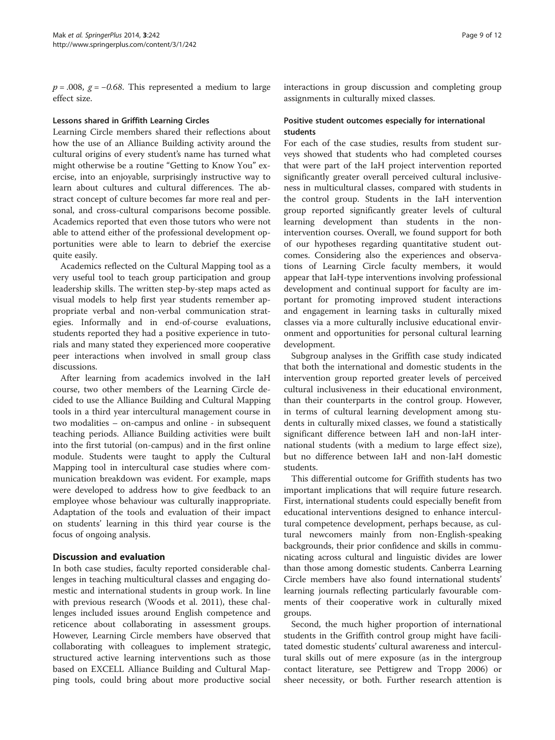$p = .008$, $g = -0.68$. This represented a medium to large effect size.

### Lessons shared in Griffith Learning Circles

Learning Circle members shared their reflections about how the use of an Alliance Building activity around the cultural origins of every student's name has turned what might otherwise be a routine "Getting to Know You" exercise, into an enjoyable, surprisingly instructive way to learn about cultures and cultural differences. The abstract concept of culture becomes far more real and personal, and cross-cultural comparisons become possible. Academics reported that even those tutors who were not able to attend either of the professional development opportunities were able to learn to debrief the exercise quite easily.

Academics reflected on the Cultural Mapping tool as a very useful tool to teach group participation and group leadership skills. The written step-by-step maps acted as visual models to help first year students remember appropriate verbal and non-verbal communication strategies. Informally and in end-of-course evaluations, students reported they had a positive experience in tutorials and many stated they experienced more cooperative peer interactions when involved in small group class discussions.

After learning from academics involved in the IaH course, two other members of the Learning Circle decided to use the Alliance Building and Cultural Mapping tools in a third year intercultural management course in two modalities – on-campus and online - in subsequent teaching periods. Alliance Building activities were built into the first tutorial (on-campus) and in the first online module. Students were taught to apply the Cultural Mapping tool in intercultural case studies where communication breakdown was evident. For example, maps were developed to address how to give feedback to an employee whose behaviour was culturally inappropriate. Adaptation of the tools and evaluation of their impact on students' learning in this third year course is the focus of ongoing analysis.

## Discussion and evaluation

In both case studies, faculty reported considerable challenges in teaching multicultural classes and engaging domestic and international students in group work. In line with previous research (Woods et al. 2011), these challenges included issues around English competence and reticence about collaborating in assessment groups. However, Learning Circle members have observed that collaborating with colleagues to implement strategic, structured active learning interventions such as those based on EXCELL Alliance Building and Cultural Mapping tools, could bring about more productive social interactions in group discussion and completing group assignments in culturally mixed classes.

### Positive student outcomes especially for international students

For each of the case studies, results from student surveys showed that students who had completed courses that were part of the IaH project intervention reported significantly greater overall perceived cultural inclusiveness in multicultural classes, compared with students in the control group. Students in the IaH intervention group reported significantly greater levels of cultural learning development than students in the non-intervention courses. Overall, we found support for both of our hypotheses regarding quantitative student outcomes. Considering also the experiences and observations of Learning Circle faculty members, it would appear that IaH-type interventions involving professional development and continual support for faculty are important for promoting improved student interactions and engagement in learning tasks in culturally mixed classes via a more culturally inclusive educational environment and opportunities for personal cultural learning development.

Subgroup analyses in the Griffith case study indicated that both the international and domestic students in the intervention group reported greater levels of perceived cultural inclusiveness in their educational environment, than their counterparts in the control group. However, in terms of cultural learning development among students in culturally mixed classes, we found a statistically significant difference between IaH and non-IaH international students (with a medium to large effect size), but no difference between IaH and non-IaH domestic students.

This differential outcome for Griffith students has two important implications that will require future research. First, international students could especially benefit from educational interventions designed to enhance intercultural competence development, perhaps because, as cultural newcomers mainly from non-English-speaking backgrounds, their prior confidence and skills in communicating across cultural and linguistic divides are lower than those among domestic students. Canberra Learning Circle members have also found international students' learning journals reflecting particularly favourable comments of their cooperative work in culturally mixed groups.

Second, the much higher proportion of international students in the Griffith control group might have facilitated domestic students' cultural awareness and intercultural skills out of mere exposure (as in the intergroup contact literature, see Pettigrew and Tropp 2006) or sheer necessity, or both. Further research attention is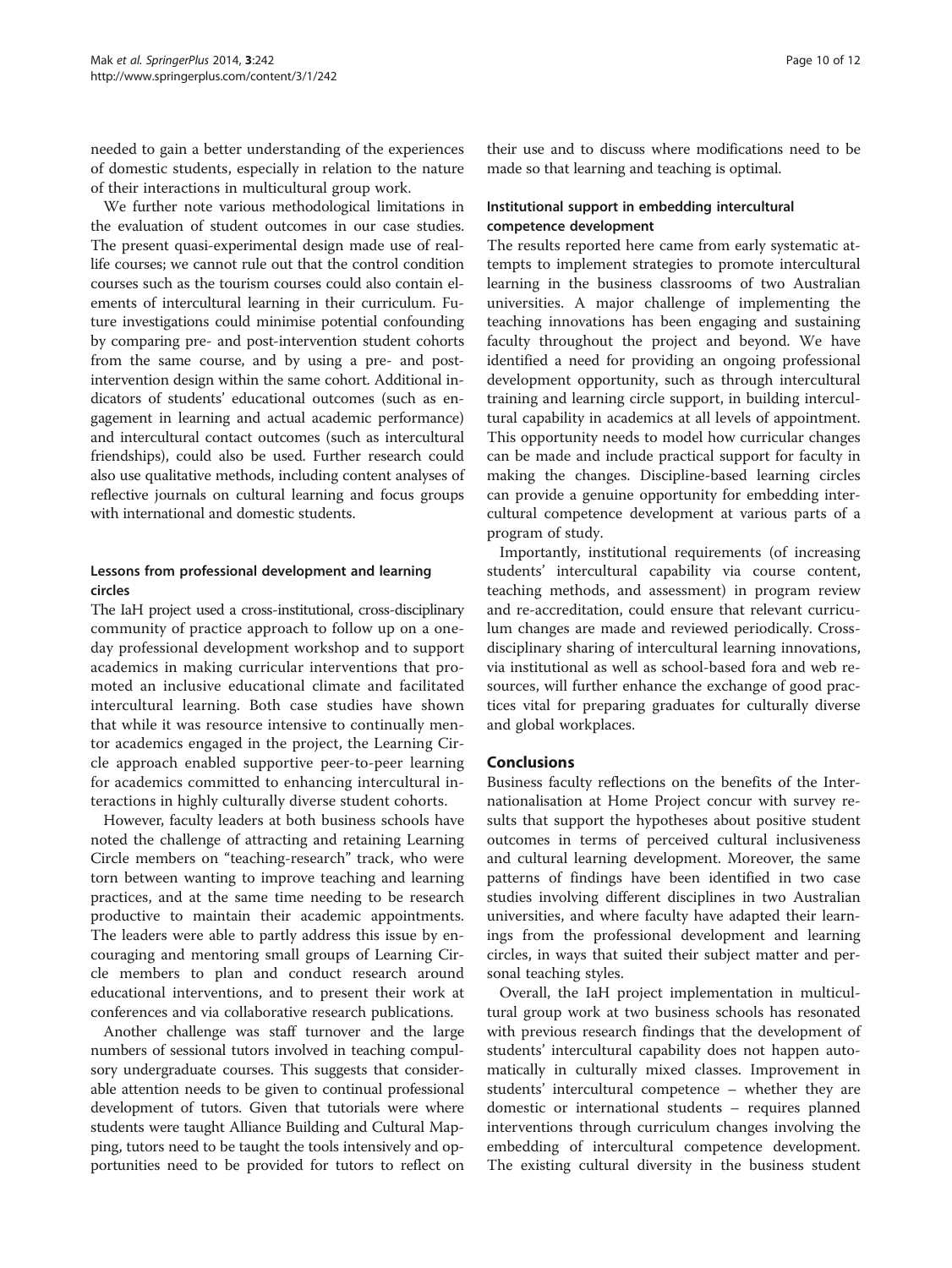needed to gain a better understanding of the experiences of domestic students, especially in relation to the nature of their interactions in multicultural group work.

We further note various methodological limitations in the evaluation of student outcomes in our case studies. The present quasi-experimental design made use of real-life courses; we cannot rule out that the control condition courses such as the tourism courses could also contain elements of intercultural learning in their curriculum. Future investigations could minimise potential confounding by comparing pre- and post-intervention student cohorts from the same course, and by using a pre- and post-intervention design within the same cohort. Additional indicators of students' educational outcomes (such as engagement in learning and actual academic performance) and intercultural contact outcomes (such as intercultural friendships), could also be used. Further research could also use qualitative methods, including content analyses of reflective journals on cultural learning and focus groups with international and domestic students.

### Lessons from professional development and learning circles

The IaH project used a cross-institutional, cross-disciplinary community of practice approach to follow up on a one-day professional development workshop and to support academics in making curricular interventions that promoted an inclusive educational climate and facilitated intercultural learning. Both case studies have shown that while it was resource intensive to continually mentor academics engaged in the project, the Learning Circle approach enabled supportive peer-to-peer learning for academics committed to enhancing intercultural interactions in highly culturally diverse student cohorts.

However, faculty leaders at both business schools have noted the challenge of attracting and retaining Learning Circle members on "teaching-research" track, who were torn between wanting to improve teaching and learning practices, and at the same time needing to be research productive to maintain their academic appointments. The leaders were able to partly address this issue by encouraging and mentoring small groups of Learning Circle members to plan and conduct research around educational interventions, and to present their work at conferences and via collaborative research publications.

Another challenge was staff turnover and the large numbers of sessional tutors involved in teaching compulsory undergraduate courses. This suggests that considerable attention needs to be given to continual professional development of tutors. Given that tutorials were where students were taught Alliance Building and Cultural Mapping, tutors need to be taught the tools intensively and opportunities need to be provided for tutors to reflect on their use and to discuss where modifications need to be made so that learning and teaching is optimal.

### Institutional support in embedding intercultural competence development

The results reported here came from early systematic attempts to implement strategies to promote intercultural learning in the business classrooms of two Australian universities. A major challenge of implementing the teaching innovations has been engaging and sustaining faculty throughout the project and beyond. We have identified a need for providing an ongoing professional development opportunity, such as through intercultural training and learning circle support, in building intercultural capability in academics at all levels of appointment. This opportunity needs to model how curricular changes can be made and include practical support for faculty in making the changes. Discipline-based learning circles can provide a genuine opportunity for embedding intercultural competence development at various parts of a program of study.

Importantly, institutional requirements (of increasing students' intercultural capability via course content, teaching methods, and assessment) in program review and re-accreditation, could ensure that relevant curriculum changes are made and reviewed periodically. Cross-disciplinary sharing of intercultural learning innovations, via institutional as well as school-based fora and web resources, will further enhance the exchange of good practices vital for preparing graduates for culturally diverse and global workplaces.

## Conclusions

Business faculty reflections on the benefits of the Internationalisation at Home Project concur with survey results that support the hypotheses about positive student outcomes in terms of perceived cultural inclusiveness and cultural learning development. Moreover, the same patterns of findings have been identified in two case studies involving different disciplines in two Australian universities, and where faculty have adapted their learnings from the professional development and learning circles, in ways that suited their subject matter and personal teaching styles.

Overall, the IaH project implementation in multicultural group work at two business schools has resonated with previous research findings that the development of students' intercultural capability does not happen automatically in culturally mixed classes. Improvement in students' intercultural competence – whether they are domestic or international students – requires planned interventions through curriculum changes involving the embedding of intercultural competence development. The existing cultural diversity in the business student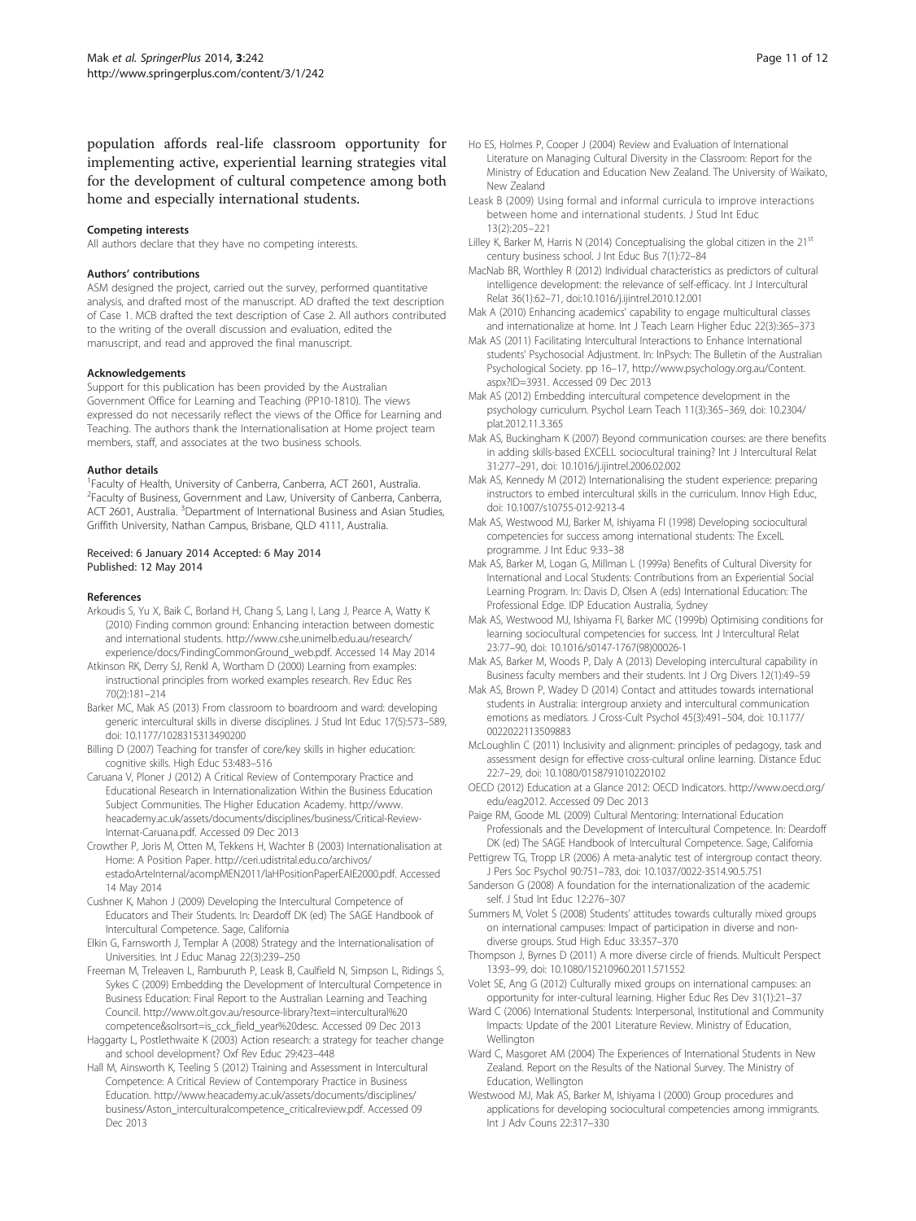population affords real-life classroom opportunity for implementing active, experiential learning strategies vital for the development of cultural competence among both home and especially international students.

#### Competing interests
All authors declare that they have no competing interests.

#### Authors' contributions
ASM designed the project, carried out the survey, performed quantitative analysis, and drafted most of the manuscript. AD drafted the text description of Case 1. MCB drafted the text description of Case 2. All authors contributed to the writing of the overall discussion and evaluation, edited the manuscript, and read and approved the final manuscript.

#### Acknowledgements
Support for this publication has been provided by the Australian Government Office for Learning and Teaching (PP10-1810). The views expressed do not necessarily reflect the views of the Office for Learning and Teaching. The authors thank the Internationalisation at Home project team members, staff, and associates at the two business schools.

#### Author details
[1]Faculty of Health, University of Canberra, Canberra, ACT 2601, Australia. [2]Faculty of Business, Government and Law, University of Canberra, Canberra, ACT 2601, Australia. [3]Department of International Business and Asian Studies, Griffith University, Nathan Campus, Brisbane, QLD 4111, Australia.

Received: 6 January 2014 Accepted: 6 May 2014
Published: 12 May 2014

#### References

Arkoudis S, Yu X, Baik C, Borland H, Chang S, Lang I, Lang J, Pearce A, Watty K (2010) Finding common ground: Enhancing interaction between domestic and international students. http://www.cshe.unimelb.edu.au/research/experience/docs/FindingCommonGround_web.pdf. Accessed 14 May 2014

Atkinson RK, Derry SJ, Renkl A, Wortham D (2000) Learning from examples: instructional principles from worked examples research. Rev Educ Res 70(2):181–214

Barker MC, Mak AS (2013) From classroom to boardroom and ward: developing generic intercultural skills in diverse disciplines. J Stud Int Educ 17(5):573–589, doi: 10.1177/1028315313490200

Billing D (2007) Teaching for transfer of core/key skills in higher education: cognitive skills. High Educ 53:483–516

Caruana V, Ploner J (2012) A Critical Review of Contemporary Practice and Educational Research in Internationalization Within the Business Education Subject Communities. The Higher Education Academy. http://www.heacademy.ac.uk/assets/documents/disciplines/business/Critical-Review-Internat-Caruana.pdf. Accessed 09 Dec 2013

Crowther P, Joris M, Otten M, Tekkens H, Wachter B (2003) Internationalisation at Home: A Position Paper. http://ceri.udistrital.edu.co/archivos/estadoArteInternal/acompMEN2011/IaHPositionPaperEAIE2000.pdf. Accessed 14 May 2014

Cushner K, Mahon J (2009) Developing the Intercultural Competence of Educators and Their Students. In: Deardoff DK (ed) The SAGE Handbook of Intercultural Competence. Sage, California

Elkin G, Farnsworth J, Templar A (2008) Strategy and the Internationalisation of Universities. Int J Educ Manag 22(3):239–250

Freeman M, Treleaven L, Ramburuth P, Leask B, Caulfield N, Simpson L, Ridings S, Sykes C (2009) Embedding the Development of Intercultural Competence in Business Education: Final Report to the Australian Learning and Teaching Council. http://www.olt.gov.au/resource-library?text=intercultural%20competence&solrsort=is_cck_field_year%20desc. Accessed 09 Dec 2013

Haggarty L, Postlethwaite K (2003) Action research: a strategy for teacher change and school development? Oxf Rev Educ 29:423–448

Hall M, Ainsworth K, Teeling S (2012) Training and Assessment in Intercultural Competence: A Critical Review of Contemporary Practice in Business Education. http://www.heacademy.ac.uk/assets/documents/disciplines/business/Aston_interculturalcompetence_criticalreview.pdf. Accessed 09 Dec 2013

Ho ES, Holmes P, Cooper J (2004) Review and Evaluation of International Literature on Managing Cultural Diversity in the Classroom: Report for the Ministry of Education and Education New Zealand. The University of Waikato, New Zealand

Leask B (2009) Using formal and informal curricula to improve interactions between home and international students. J Stud Int Educ 13(2):205–221

Lilley K, Barker M, Harris N (2014) Conceptualising the global citizen in the 21st century business school. J Int Educ Bus 7(1):72–84

MacNab BR, Worthley R (2012) Individual characteristics as predictors of cultural intelligence development: the relevance of self-efficacy. Int J Intercultural Relat 36(1):62–71, doi:10.1016/j.ijintrel.2010.12.001

Mak A (2010) Enhancing academics' capability to engage multicultural classes and internationalize at home. Int J Teach Learn Higher Educ 22(3):365–373

Mak AS (2011) Facilitating Intercultural Interactions to Enhance International students' Psychosocial Adjustment. In: InPsych: The Bulletin of the Australian Psychological Society. pp 16–17, http://www.psychology.org.au/Content.aspx?ID=3931. Accessed 09 Dec 2013

Mak AS (2012) Embedding intercultural competence development in the psychology curriculum. Psychol Learn Teach 11(3):365–369, doi: 10.2304/plat.2012.11.3.365

Mak AS, Buckingham K (2007) Beyond communication courses: are there benefits in adding skills-based EXCELL sociocultural training? Int J Intercultural Relat 31:277–291, doi: 10.1016/j.ijintrel.2006.02.002

Mak AS, Kennedy M (2012) Internationalising the student experience: preparing instructors to embed intercultural skills in the curriculum. Innov High Educ, doi: 10.1007/s10755-012-9213-4

Mak AS, Westwood MJ, Barker M, Ishiyama FI (1998) Developing sociocultural competencies for success among international students: The ExcelL programme. J Int Educ 9:33–38

Mak AS, Barker M, Logan G, Millman L (1999a) Benefits of Cultural Diversity for International and Local Students: Contributions from an Experiential Social Learning Program. In: Davis D, Olsen A (eds) International Education: The Professional Edge. IDP Education Australia, Sydney

Mak AS, Westwood MJ, Ishiyama FI, Barker MC (1999b) Optimising conditions for learning sociocultural competencies for success. Int J Intercultural Relat 23:77–90, doi: 10.1016/s0147-1767(98)00026-1

Mak AS, Barker M, Woods P, Daly A (2013) Developing intercultural capability in Business faculty members and their students. Int J Org Divers 12(1):49–59

Mak AS, Brown P, Wadey D (2014) Contact and attitudes towards international students in Australia: intergroup anxiety and intercultural communication emotions as mediators. J Cross-Cult Psychol 45(3):491–504, doi: 10.1177/0022022113509883

McLoughlin C (2011) Inclusivity and alignment: principles of pedagogy, task and assessment design for effective cross-cultural online learning. Distance Educ 22:7–29, doi: 10.1080/0158791010220102

OECD (2012) Education at a Glance 2012: OECD Indicators. http://www.oecd.org/edu/eag2012. Accessed 09 Dec 2013

Paige RM, Goode ML (2009) Cultural Mentoring: International Education Professionals and the Development of Intercultural Competence. In: Deardoff DK (ed) The SAGE Handbook of Intercultural Competence. Sage, California

Pettigrew TG, Tropp LR (2006) A meta-analytic test of intergroup contact theory. J Pers Soc Psychol 90:751–783, doi: 10.1037/0022-3514.90.5.751

Sanderson G (2008) A foundation for the internationalization of the academic self. J Stud Int Educ 12:276–307

Summers M, Volet S (2008) Students' attitudes towards culturally mixed groups on international campuses: Impact of participation in diverse and non-diverse groups. Stud High Educ 33:357–370

Thompson J, Byrnes D (2011) A more diverse circle of friends. Multicult Perspect 13:93–99, doi: 10.1080/15210960.2011.571552

Volet SE, Ang G (2012) Culturally mixed groups on international campuses: an opportunity for inter-cultural learning. Higher Educ Res Dev 31(1):21–37

Ward C (2006) International Students: Interpersonal, Institutional and Community Impacts: Update of the 2001 Literature Review. Ministry of Education, Wellington

Ward C, Masgoret AM (2004) The Experiences of International Students in New Zealand. Report on the Results of the National Survey. The Ministry of Education, Wellington

Westwood MJ, Mak AS, Barker M, Ishiyama I (2000) Group procedures and applications for developing sociocultural competencies among immigrants. Int J Adv Couns 22:317–330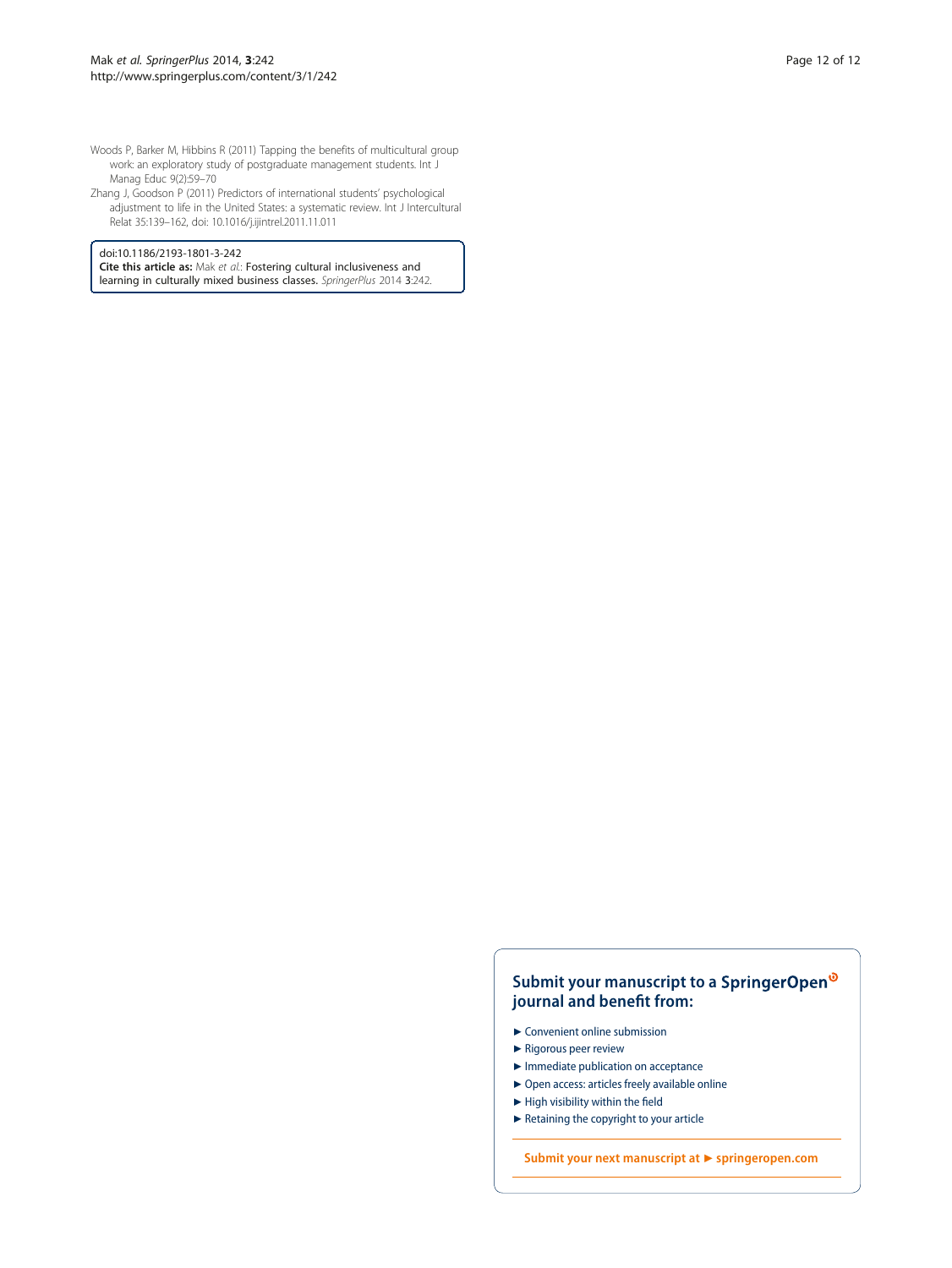Woods P, Barker M, Hibbins R (2011) Tapping the benefits of multicultural group work: an exploratory study of postgraduate management students. Int J Manag Educ 9(2):59–70

Zhang J, Goodson P (2011) Predictors of international students' psychological adjustment to life in the United States: a systematic review. Int J Intercultural Relat 35:139–162, doi: 10.1016/j.ijintrel.2011.11.011

doi:10.1186/2193-1801-3-242

**Cite this article as:** Mak *et al.*: Fostering cultural inclusiveness and learning in culturally mixed business classes. *SpringerPlus* 2014 **3**:242.

**Submit your manuscript to a SpringerOpen journal and benefit from:**

- ► Convenient online submission
- ► Rigorous peer review
- ► Immediate publication on acceptance
- ► Open access: articles freely available online
- ► High visibility within the field
- ► Retaining the copyright to your article

**Submit your next manuscript at ► springeropen.com**